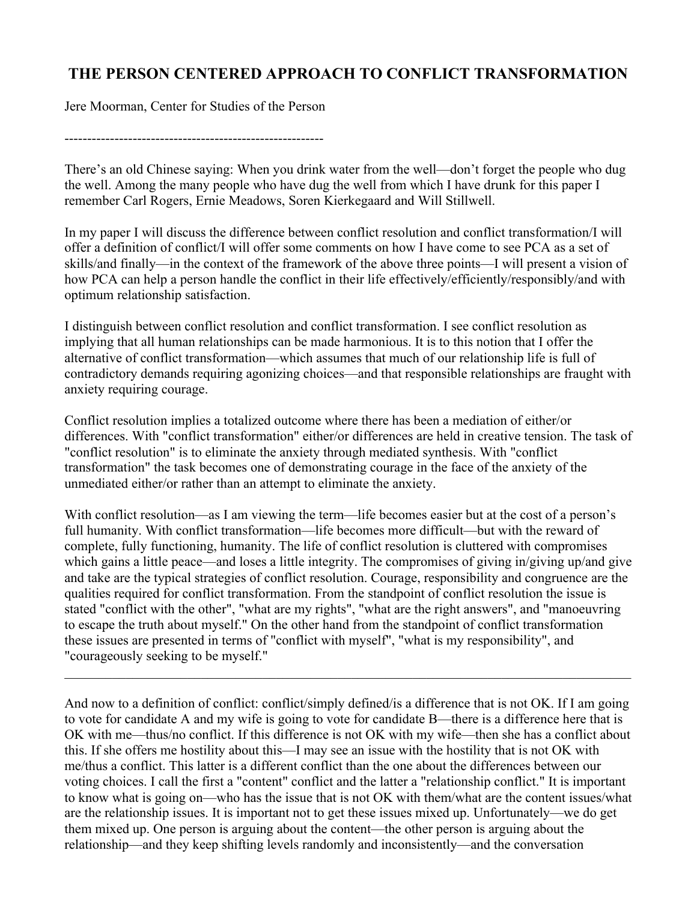# THE PERSON CENTERED APPROACH TO CONFLICT TRANSFORMATION

Jere Moorman, Center for Studies of the Person

---------------------------------------------------------

There's an old Chinese saying: When you drink water from the well—don't forget the people who dug the well. Among the many people who have dug the well from which I have drunk for this paper I remember Carl Rogers, Ernie Meadows, Soren Kierkegaard and Will Stillwell.

In my paper I will discuss the difference between conflict resolution and conflict transformation/I will offer a definition of conflict/I will offer some comments on how I have come to see PCA as a set of skills/and finally—in the context of the framework of the above three points—I will present a vision of how PCA can help a person handle the conflict in their life effectively/efficiently/responsibly/and with optimum relationship satisfaction.

I distinguish between conflict resolution and conflict transformation. I see conflict resolution as implying that all human relationships can be made harmonious. It is to this notion that I offer the alternative of conflict transformation—which assumes that much of our relationship life is full of contradictory demands requiring agonizing choices—and that responsible relationships are fraught with anxiety requiring courage.

Conflict resolution implies a totalized outcome where there has been a mediation of either/or differences. With "conflict transformation" either/or differences are held in creative tension. The task of "conflict resolution" is to eliminate the anxiety through mediated synthesis. With "conflict transformation" the task becomes one of demonstrating courage in the face of the anxiety of the unmediated either/or rather than an attempt to eliminate the anxiety.

With conflict resolution—as I am viewing the term—life becomes easier but at the cost of a person's full humanity. With conflict transformation—life becomes more difficult—but with the reward of complete, fully functioning, humanity. The life of conflict resolution is cluttered with compromises which gains a little peace—and loses a little integrity. The compromises of giving in/giving up/and give and take are the typical strategies of conflict resolution. Courage, responsibility and congruence are the qualities required for conflict transformation. From the standpoint of conflict resolution the issue is stated "conflict with the other", "what are my rights", "what are the right answers", and "manoeuvring to escape the truth about myself." On the other hand from the standpoint of conflict transformation these issues are presented in terms of "conflict with myself", "what is my responsibility", and "courageously seeking to be myself."

---

And now to a definition of conflict: conflict/simply defined/is a difference that is not OK. If I am going to vote for candidate A and my wife is going to vote for candidate B—there is a difference here that is OK with me—thus/no conflict. If this difference is not OK with my wife—then she has a conflict about this. If she offers me hostility about this—I may see an issue with the hostility that is not OK with me/thus a conflict. This latter is a different conflict than the one about the differences between our voting choices. I call the first a "content" conflict and the latter a "relationship conflict." It is important to know what is going on—who has the issue that is not OK with them/what are the content issues/what are the relationship issues. It is important not to get these issues mixed up. Unfortunately—we do get them mixed up. One person is arguing about the content—the other person is arguing about the relationship—and they keep shifting levels randomly and inconsistently—and the conversation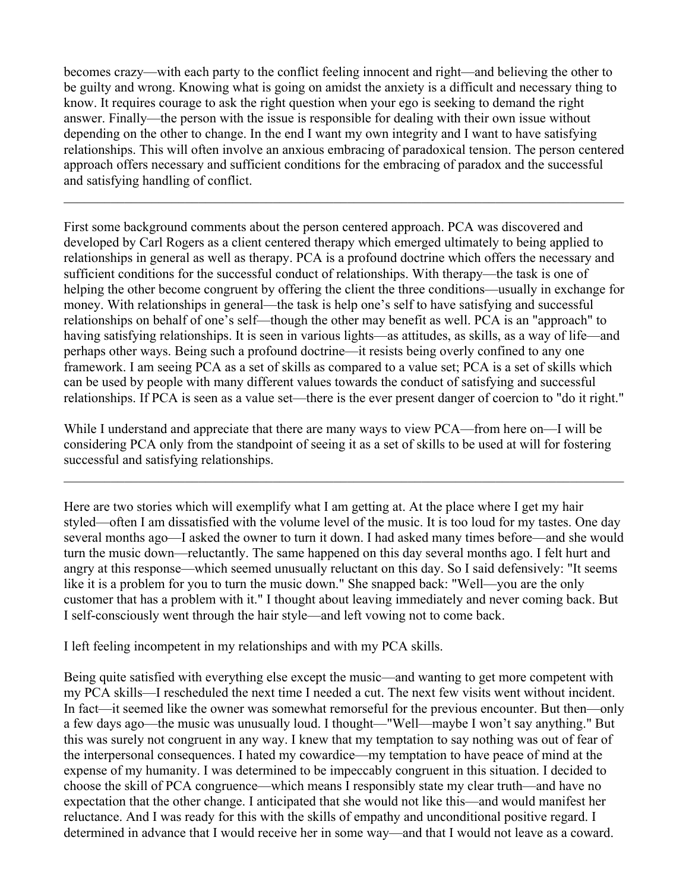becomes crazy—with each party to the conflict feeling innocent and right—and believing the other to be guilty and wrong. Knowing what is going on amidst the anxiety is a difficult and necessary thing to know. It requires courage to ask the right question when your ego is seeking to demand the right answer. Finally—the person with the issue is responsible for dealing with their own issue without depending on the other to change. In the end I want my own integrity and I want to have satisfying relationships. This will often involve an anxious embracing of paradoxical tension. The person centered approach offers necessary and sufficient conditions for the embracing of paradox and the successful and satisfying handling of conflict.

---

First some background comments about the person centered approach. PCA was discovered and developed by Carl Rogers as a client centered therapy which emerged ultimately to being applied to relationships in general as well as therapy. PCA is a profound doctrine which offers the necessary and sufficient conditions for the successful conduct of relationships. With therapy—the task is one of helping the other become congruent by offering the client the three conditions—usually in exchange for money. With relationships in general—the task is help one's self to have satisfying and successful relationships on behalf of one's self—though the other may benefit as well. PCA is an "approach" to having satisfying relationships. It is seen in various lights—as attitudes, as skills, as a way of life—and perhaps other ways. Being such a profound doctrine—it resists being overly confined to any one framework. I am seeing PCA as a set of skills as compared to a value set; PCA is a set of skills which can be used by people with many different values towards the conduct of satisfying and successful relationships. If PCA is seen as a value set—there is the ever present danger of coercion to "do it right."

While I understand and appreciate that there are many ways to view PCA—from here on—I will be considering PCA only from the standpoint of seeing it as a set of skills to be used at will for fostering successful and satisfying relationships.

---

Here are two stories which will exemplify what I am getting at. At the place where I get my hair styled—often I am dissatisfied with the volume level of the music. It is too loud for my tastes. One day several months ago—I asked the owner to turn it down. I had asked many times before—and she would turn the music down—reluctantly. The same happened on this day several months ago. I felt hurt and angry at this response—which seemed unusually reluctant on this day. So I said defensively: "It seems like it is a problem for you to turn the music down." She snapped back: "Well—you are the only customer that has a problem with it." I thought about leaving immediately and never coming back. But I self-consciously went through the hair style—and left vowing not to come back.

I left feeling incompetent in my relationships and with my PCA skills.

Being quite satisfied with everything else except the music—and wanting to get more competent with my PCA skills—I rescheduled the next time I needed a cut. The next few visits went without incident. In fact—it seemed like the owner was somewhat remorseful for the previous encounter. But then—only a few days ago—the music was unusually loud. I thought—"Well—maybe I won't say anything." But this was surely not congruent in any way. I knew that my temptation to say nothing was out of fear of the interpersonal consequences. I hated my cowardice—my temptation to have peace of mind at the expense of my humanity. I was determined to be impeccably congruent in this situation. I decided to choose the skill of PCA congruence—which means I responsibly state my clear truth—and have no expectation that the other change. I anticipated that she would not like this—and would manifest her reluctance. And I was ready for this with the skills of empathy and unconditional positive regard. I determined in advance that I would receive her in some way—and that I would not leave as a coward.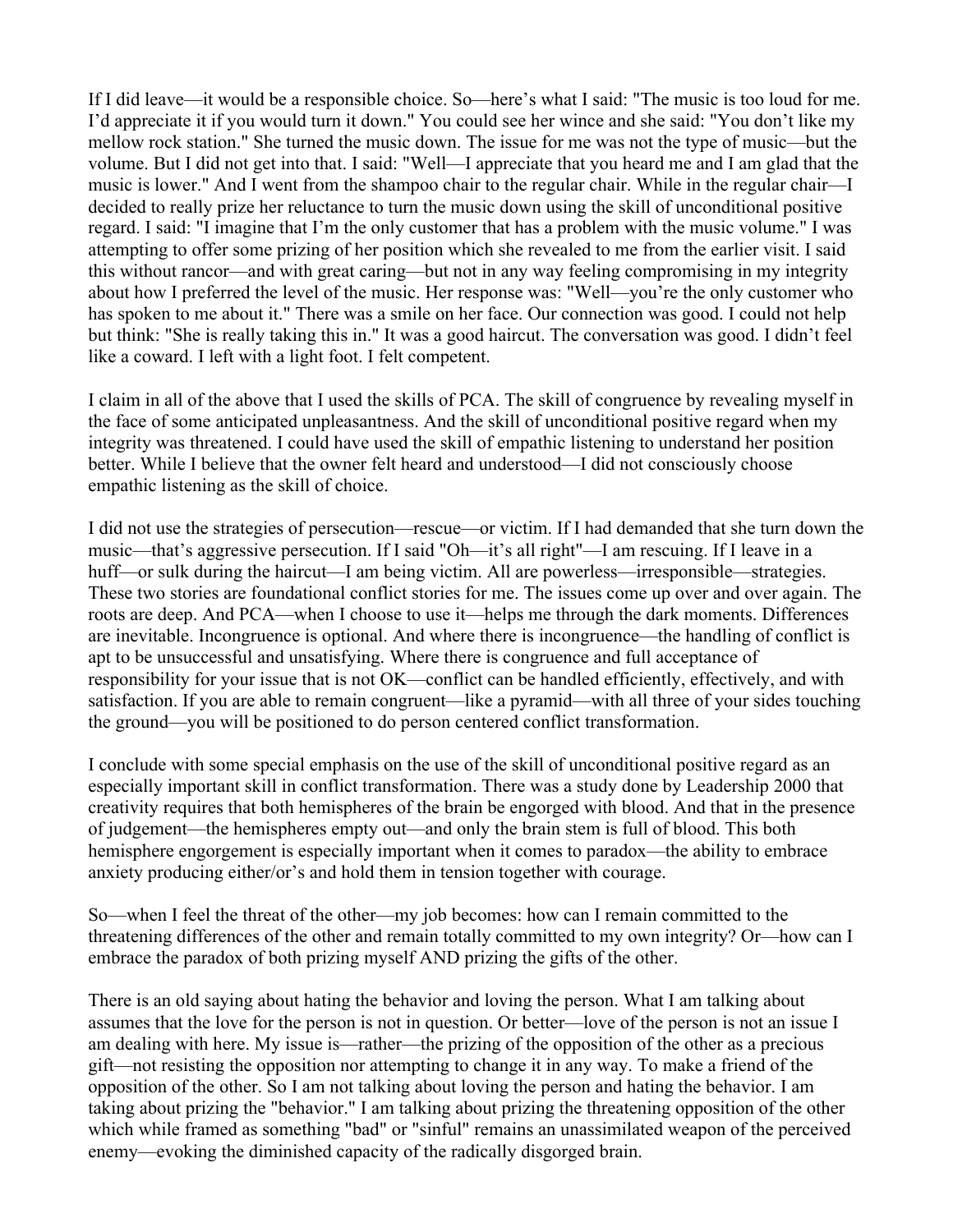If I did leave—it would be a responsible choice. So—here's what I said: "The music is too loud for me. I'd appreciate it if you would turn it down." You could see her wince and she said: "You don't like my mellow rock station." She turned the music down. The issue for me was not the type of music—but the volume. But I did not get into that. I said: "Well—I appreciate that you heard me and I am glad that the music is lower." And I went from the shampoo chair to the regular chair. While in the regular chair—I decided to really prize her reluctance to turn the music down using the skill of unconditional positive regard. I said: "I imagine that I'm the only customer that has a problem with the music volume." I was attempting to offer some prizing of her position which she revealed to me from the earlier visit. I said this without rancor—and with great caring—but not in any way feeling compromising in my integrity about how I preferred the level of the music. Her response was: "Well—you're the only customer who has spoken to me about it." There was a smile on her face. Our connection was good. I could not help but think: "She is really taking this in." It was a good haircut. The conversation was good. I didn't feel like a coward. I left with a light foot. I felt competent.

I claim in all of the above that I used the skills of PCA. The skill of congruence by revealing myself in the face of some anticipated unpleasantness. And the skill of unconditional positive regard when my integrity was threatened. I could have used the skill of empathic listening to understand her position better. While I believe that the owner felt heard and understood—I did not consciously choose empathic listening as the skill of choice.

I did not use the strategies of persecution—rescue—or victim. If I had demanded that she turn down the music—that's aggressive persecution. If I said "Oh—it's all right"—I am rescuing. If I leave in a huff—or sulk during the haircut—I am being victim. All are powerless—irresponsible—strategies. These two stories are foundational conflict stories for me. The issues come up over and over again. The roots are deep. And PCA—when I choose to use it—helps me through the dark moments. Differences are inevitable. Incongruence is optional. And where there is incongruence—the handling of conflict is apt to be unsuccessful and unsatisfying. Where there is congruence and full acceptance of responsibility for your issue that is not OK—conflict can be handled efficiently, effectively, and with satisfaction. If you are able to remain congruent—like a pyramid—with all three of your sides touching the ground—you will be positioned to do person centered conflict transformation.

I conclude with some special emphasis on the use of the skill of unconditional positive regard as an especially important skill in conflict transformation. There was a study done by Leadership 2000 that creativity requires that both hemispheres of the brain be engorged with blood. And that in the presence of judgement—the hemispheres empty out—and only the brain stem is full of blood. This both hemisphere engorgement is especially important when it comes to paradox—the ability to embrace anxiety producing either/or's and hold them in tension together with courage.

So—when I feel the threat of the other—my job becomes: how can I remain committed to the threatening differences of the other and remain totally committed to my own integrity? Or—how can I embrace the paradox of both prizing myself AND prizing the gifts of the other.

There is an old saying about hating the behavior and loving the person. What I am talking about assumes that the love for the person is not in question. Or better—love of the person is not an issue I am dealing with here. My issue is—rather—the prizing of the opposition of the other as a precious gift—not resisting the opposition nor attempting to change it in any way. To make a friend of the opposition of the other. So I am not talking about loving the person and hating the behavior. I am taking about prizing the "behavior." I am talking about prizing the threatening opposition of the other which while framed as something "bad" or "sinful" remains an unassimilated weapon of the perceived enemy—evoking the diminished capacity of the radically disgorged brain.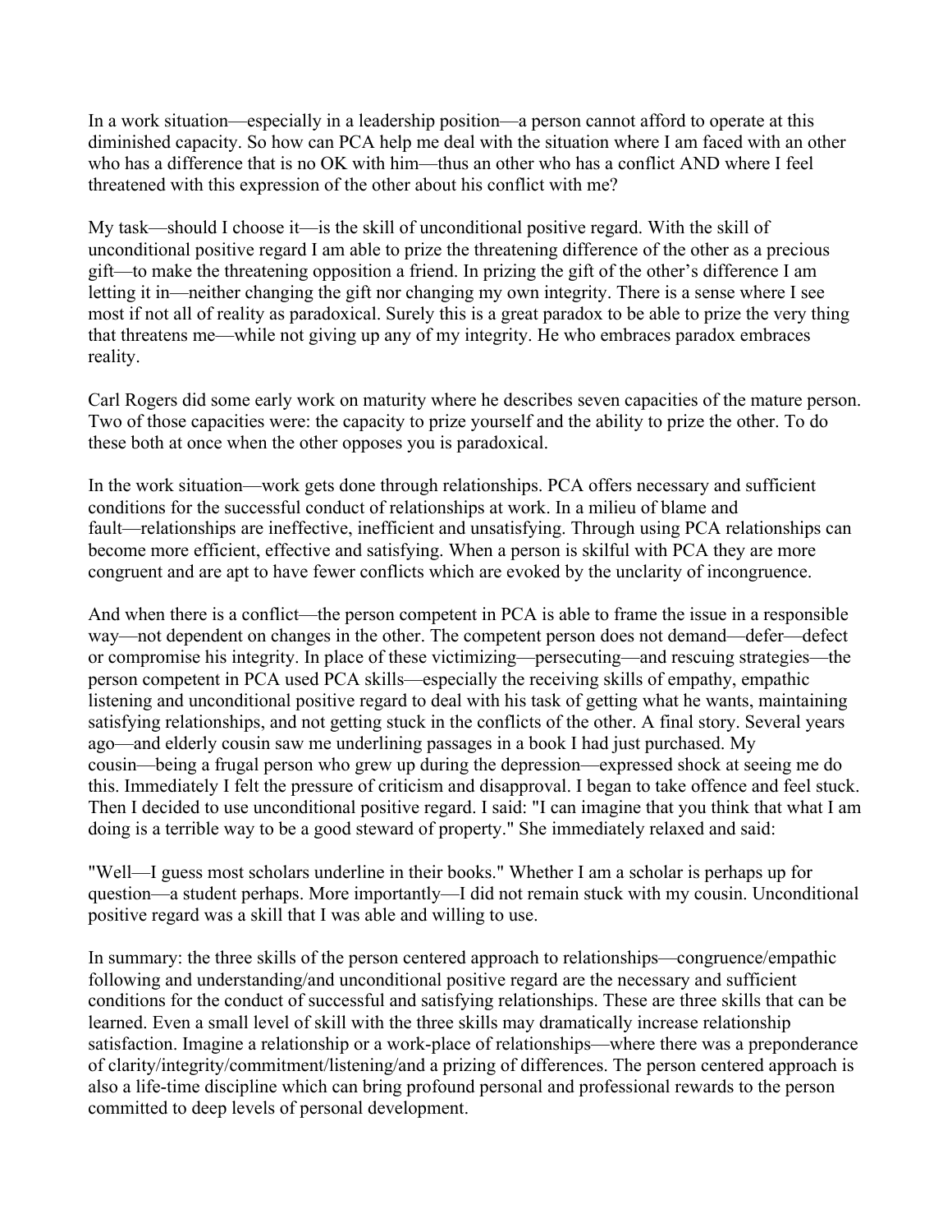In a work situation—especially in a leadership position—a person cannot afford to operate at this diminished capacity. So how can PCA help me deal with the situation where I am faced with an other who has a difference that is no OK with him—thus an other who has a conflict AND where I feel threatened with this expression of the other about his conflict with me?

My task—should I choose it—is the skill of unconditional positive regard. With the skill of unconditional positive regard I am able to prize the threatening difference of the other as a precious gift—to make the threatening opposition a friend. In prizing the gift of the other's difference I am letting it in—neither changing the gift nor changing my own integrity. There is a sense where I see most if not all of reality as paradoxical. Surely this is a great paradox to be able to prize the very thing that threatens me—while not giving up any of my integrity. He who embraces paradox embraces reality.

Carl Rogers did some early work on maturity where he describes seven capacities of the mature person. Two of those capacities were: the capacity to prize yourself and the ability to prize the other. To do these both at once when the other opposes you is paradoxical.

In the work situation—work gets done through relationships. PCA offers necessary and sufficient conditions for the successful conduct of relationships at work. In a milieu of blame and fault—relationships are ineffective, inefficient and unsatisfying. Through using PCA relationships can become more efficient, effective and satisfying. When a person is skilful with PCA they are more congruent and are apt to have fewer conflicts which are evoked by the unclarity of incongruence.

And when there is a conflict—the person competent in PCA is able to frame the issue in a responsible way—not dependent on changes in the other. The competent person does not demand—defer—defect or compromise his integrity. In place of these victimizing—persecuting—and rescuing strategies—the person competent in PCA used PCA skills—especially the receiving skills of empathy, empathic listening and unconditional positive regard to deal with his task of getting what he wants, maintaining satisfying relationships, and not getting stuck in the conflicts of the other. A final story. Several years ago—and elderly cousin saw me underlining passages in a book I had just purchased. My cousin—being a frugal person who grew up during the depression—expressed shock at seeing me do this. Immediately I felt the pressure of criticism and disapproval. I began to take offence and feel stuck. Then I decided to use unconditional positive regard. I said: "I can imagine that you think that what I am doing is a terrible way to be a good steward of property." She immediately relaxed and said:

"Well—I guess most scholars underline in their books." Whether I am a scholar is perhaps up for question—a student perhaps. More importantly—I did not remain stuck with my cousin. Unconditional positive regard was a skill that I was able and willing to use.

In summary: the three skills of the person centered approach to relationships—congruence/empathic following and understanding/and unconditional positive regard are the necessary and sufficient conditions for the conduct of successful and satisfying relationships. These are three skills that can be learned. Even a small level of skill with the three skills may dramatically increase relationship satisfaction. Imagine a relationship or a work-place of relationships—where there was a preponderance of clarity/integrity/commitment/listening/and a prizing of differences. The person centered approach is also a life-time discipline which can bring profound personal and professional rewards to the person committed to deep levels of personal development.